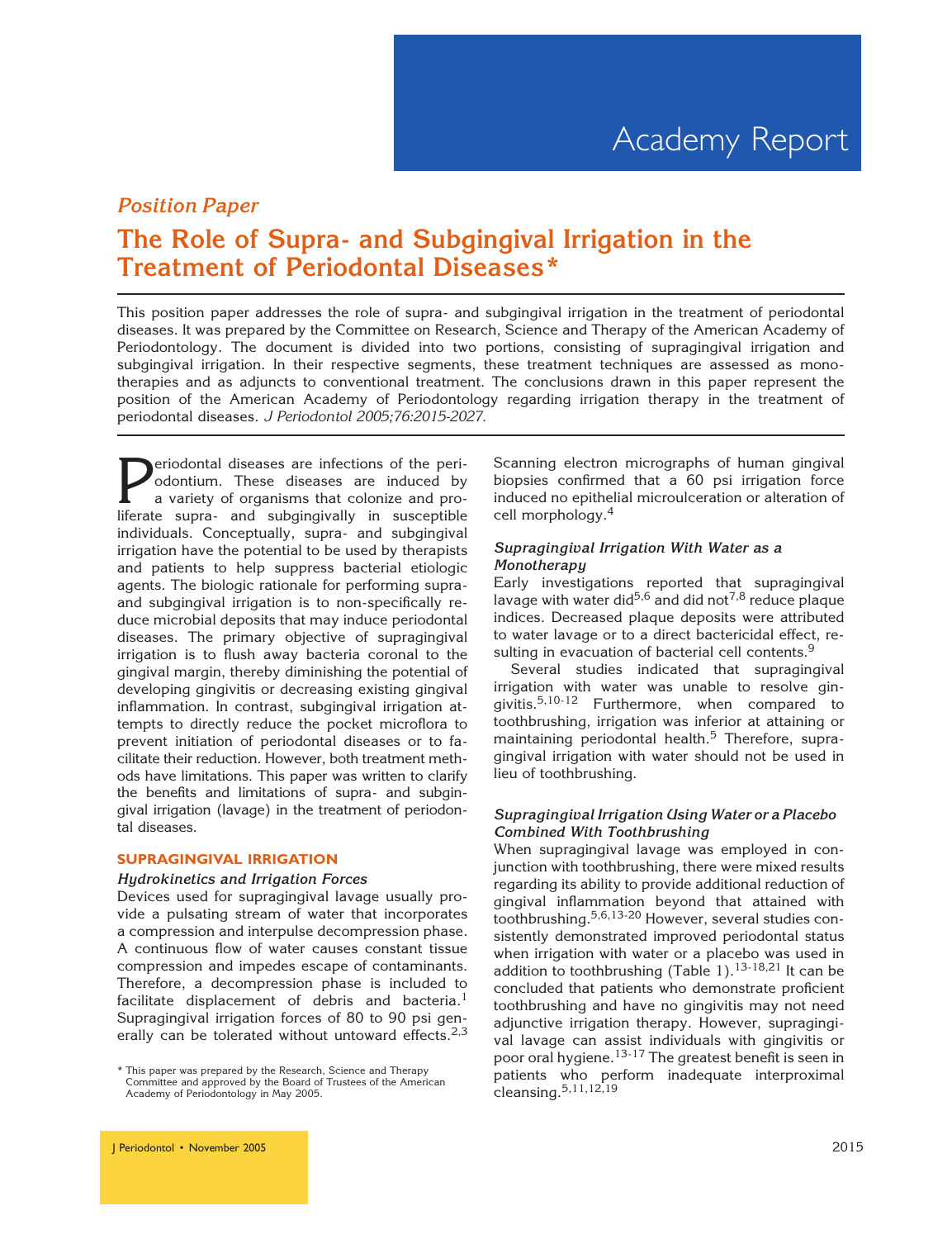Academy Report

*Position Paper*

# The Role of Supra- and Subgingival Irrigation in the Treatment of Periodontal Diseases*

This position paper addresses the role of supra- and subgingival irrigation in the treatment of periodontal diseases. It was prepared by the Committee on Research, Science and Therapy of the American Academy of Periodontology. The document is divided into two portions, consisting of supragingival irrigation and subgingival irrigation. In their respective segments, these treatment techniques are assessed as monotherapies and as adjuncts to conventional treatment. The conclusions drawn in this paper represent the position of the American Academy of Periodontology regarding irrigation therapy in the treatment of periodontal diseases. *J Periodontol 2005;76:2015-2027.*

Periodontal diseases are infections of the periodontium. These diseases are induced by a variety of organisms that colonize and proliferate supra- and subgingivally in susceptible individuals. Conceptually, supra- and subgingival irrigation have the potential to be used by therapists and patients to help suppress bacterial etiologic agents. The biologic rationale for performing supra- and subgingival irrigation is to non-specifically reduce microbial deposits that may induce periodontal diseases. The primary objective of supragingival irrigation is to flush away bacteria coronal to the gingival margin, thereby diminishing the potential of developing gingivitis or decreasing existing gingival inflammation. In contrast, subgingival irrigation attempts to directly reduce the pocket microflora to prevent initiation of periodontal diseases or to facilitate their reduction. However, both treatment methods have limitations. This paper was written to clarify the benefits and limitations of supra- and subgingival irrigation (lavage) in the treatment of periodontal diseases.

## SUPRAGINGIVAL IRRIGATION

### Hydrokinetics and Irrigation Forces

Devices used for supragingival lavage usually provide a pulsating stream of water that incorporates a compression and interpulse decompression phase. A continuous flow of water causes constant tissue compression and impedes escape of contaminants. Therefore, a decompression phase is included to facilitate displacement of debris and bacteria.[1] Supragingival irrigation forces of 80 to 90 psi generally can be tolerated without untoward effects.[2,3] Scanning electron micrographs of human gingival biopsies confirmed that a 60 psi irrigation force induced no epithelial microulceration or alteration of cell morphology.[4]

### Supragingival Irrigation With Water as a Monotherapy

Early investigations reported that supragingival lavage with water did[5,6] and did not[7,8] reduce plaque indices. Decreased plaque deposits were attributed to water lavage or to a direct bactericidal effect, resulting in evacuation of bacterial cell contents.[9]

Several studies indicated that supragingival irrigation with water was unable to resolve gingivitis.[5,10-12] Furthermore, when compared to toothbrushing, irrigation was inferior at attaining or maintaining periodontal health.[5] Therefore, supragingival irrigation with water should not be used in lieu of toothbrushing.

### Supragingival Irrigation Using Water or a Placebo Combined With Toothbrushing

When supragingival lavage was employed in conjunction with toothbrushing, there were mixed results regarding its ability to provide additional reduction of gingival inflammation beyond that attained with toothbrushing.[5,6,13-20] However, several studies consistently demonstrated improved periodontal status when irrigation with water or a placebo was used in addition to toothbrushing (Table 1).[13-18,21] It can be concluded that patients who demonstrate proficient toothbrushing and have no gingivitis may not need adjunctive irrigation therapy. However, supragingival lavage can assist individuals with gingivitis or poor oral hygiene.[13-17] The greatest benefit is seen in patients who perform inadequate interproximal cleansing.[5,11,12,19]

\* This paper was prepared by the Research, Science and Therapy Committee and approved by the Board of Trustees of the American Academy of Periodontology in May 2005.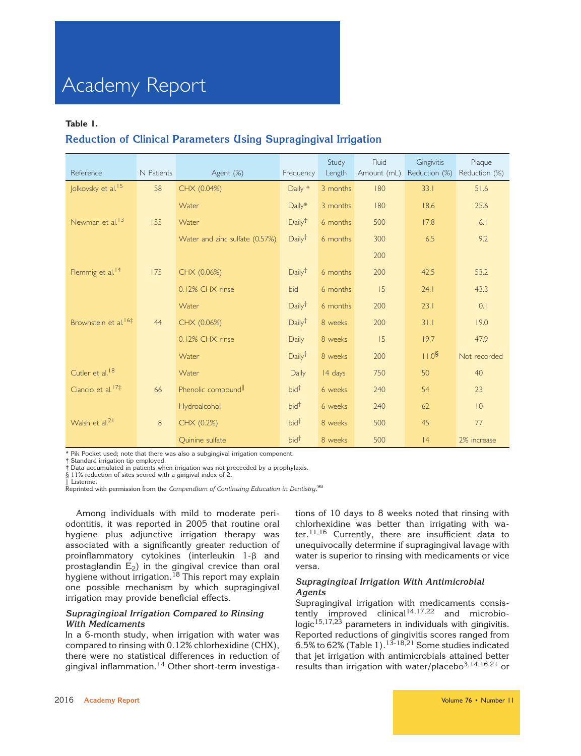## Table 1.

### Reduction of Clinical Parameters Using Supragingival Irrigation

| Reference | N Patients | Agent (%) | Frequency | Study Length | Fluid Amount (mL) | Gingivitis Reduction (%) | Plaque Reduction (%) |
|---|---|---|---|---|---|---|---|
| Jolkovsky et al.[15] | 58 | CHX (0.04%) | Daily * | 3 months | 180 | 33.1 | 51.6 |
| | | Water | Daily* | 3 months | 180 | 18.6 | 25.6 |
| Newman et al.[13] | 155 | Water | Daily† | 6 months | 500 | 17.8 | 6.1 |
| | | Water and zinc sulfate (0.57%) | Daily† | 6 months | 300 | 6.5 | 9.2 |
| | | | | | 200 | | |
| Flemmig et al.[14] | 175 | CHX (0.06%) | Daily† | 6 months | 200 | 42.5 | 53.2 |
| | | 0.12% CHX rinse | bid | 6 months | 15 | 24.1 | 43.3 |
| | | Water | Daily† | 6 months | 200 | 23.1 | 0.1 |
| Brownstein et al.[16]‡ | 44 | CHX (0.06%) | Daily† | 8 weeks | 200 | 31.1 | 19.0 |
| | | 0.12% CHX rinse | Daily | 8 weeks | 15 | 19.7 | 47.9 |
| | | Water | Daily† | 8 weeks | 200 | 11.0§ | Not recorded |
| Cutler et al.[18] | | Water | Daily | 14 days | 750 | 50 | 40 |
| Ciancio et al.[17]‡ | 66 | Phenolic compound‖ | bid† | 6 weeks | 240 | 54 | 23 |
| | | Hydroalcohol | bid† | 6 weeks | 240 | 62 | 10 |
| Walsh et al.[21] | 8 | CHX (0.2%) | bid† | 8 weeks | 500 | 45 | 77 |
| | | Quinine sulfate | bid† | 8 weeks | 500 | 14 | 2% increase |

\* Pik Pocket used; note that there was also a subgingival irrigation component.
† Standard irrigation tip employed.
‡ Data accumulated in patients when irrigation was not preceeded by a prophylaxis.
§ 11% reduction of sites scored with a gingival index of 2.
‖ Listerine.
Reprinted with permission from the *Compendium of Continuing Education in Dentistry*.[98]

Among individuals with mild to moderate periodontitis, it was reported in 2005 that routine oral hygiene plus adjunctive irrigation therapy was associated with a significantly greater reduction of proinflammatory cytokines (interleukin 1-β and prostaglandin $E_2$) in the gingival crevice than oral hygiene without irrigation.[18] This report may explain one possible mechanism by which supragingival irrigation may provide beneficial effects.

### *Supragingival Irrigation Compared to Rinsing With Medicaments*

In a 6-month study, when irrigation with water was compared to rinsing with 0.12% chlorhexidine (CHX), there were no statistical differences in reduction of gingival inflammation.[14] Other short-term investigations of 10 days to 8 weeks noted that rinsing with chlorhexidine was better than irrigating with water.[11,16] Currently, there are insufficient data to unequivocally determine if supragingival lavage with water is superior to rinsing with medicaments or vice versa.

### *Supragingival Irrigation With Antimicrobial Agents*

Supragingival irrigation with medicaments consistently improved clinical[14,17,22] and microbiologic[15,17,23] parameters in individuals with gingivitis. Reported reductions of gingivitis scores ranged from 6.5% to 62% (Table 1).[13-18,21] Some studies indicated that jet irrigation with antimicrobials attained better results than irrigation with water/placebo[3,14,16,21] or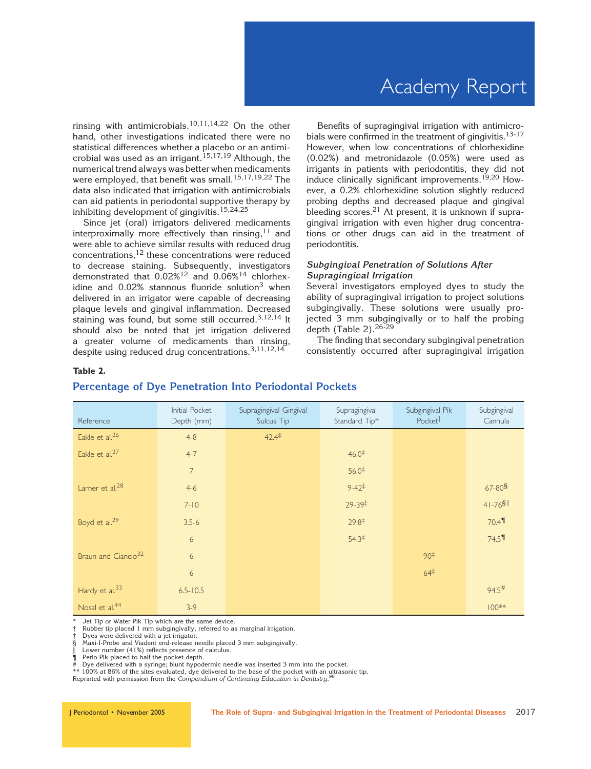rinsing with antimicrobials.[10,11,14,22] On the other hand, other investigations indicated there were no statistical differences whether a placebo or an antimicrobial was used as an irrigant.[15,17,19] Although, the numerical trend always was better when medicaments were employed, that benefit was small.[15,17,19,22] The data also indicated that irrigation with antimicrobials can aid patients in periodontal supportive therapy by inhibiting development of gingivitis.[15,24,25]

Since jet (oral) irrigators delivered medicaments interproximally more effectively than rinsing,[11] and were able to achieve similar results with reduced drug concentrations,[12] these concentrations were reduced to decrease staining. Subsequently, investigators demonstrated that 0.02%[12] and 0.06%[14] chlorhexidine and 0.02% stannous fluoride solution[3] when delivered in an irrigator were capable of decreasing plaque levels and gingival inflammation. Decreased staining was found, but some still occurred.[3,12,14] It should also be noted that jet irrigation delivered a greater volume of medicaments than rinsing, despite using reduced drug concentrations.[3,11,12,14]

Benefits of supragingival irrigation with antimicrobials were confirmed in the treatment of gingivitis.[13-17] However, when low concentrations of chlorhexidine (0.02%) and metronidazole (0.05%) were used as irrigants in patients with periodontitis, they did not induce clinically significant improvements.[19,20] However, a 0.2% chlorhexidine solution slightly reduced probing depths and decreased plaque and gingival bleeding scores.[21] At present, it is unknown if supragingival irrigation with even higher drug concentrations or other drugs can aid in the treatment of periodontitis.

### *Subgingival Penetration of Solutions After Supragingival Irrigation*

Several investigators employed dyes to study the ability of supragingival irrigation to project solutions subgingivally. These solutions were usually projected 3 mm subgingivally or to half the probing depth (Table 2).[26-29]

The finding that secondary subgingival penetration consistently occurred after supragingival irrigation

**Table 2.**

**Percentage of Dye Penetration Into Periodontal Pockets**

| Reference | Initial Pocket Depth (mm) | Supragingival Gingival Sulcus Tip | Supragingival Standard Tip* | Subgingival Pik Pocket† | Subgingival Cannula |
|---|---|---|---|---|---|
| Eakle et al.[26] | 4-8 | 42.4‡ | | | |
| Eakle et al.[27] | 4-7 | | 46.0‡ | | |
| | 7 | | 56.0‡ | | |
| Larner et al.[28] | 4-6 | | 9-42‡ | | 67-80§ |
| | 7-10 | | 29-39‡ | | 41-76§‖ |
| Boyd et al.[29] | 3.5-6 | | 29.8‡ | | 70.4¶ |
| | 6 | | 54.3‡ | | 74.5¶ |
| Braun and Ciancio[32] | 6 | | | 90‡ | |
| | 6 | | | 64‡ | |
| Hardy et al.[33] | 6.5-10.5 | | | | 94.5# |
| Nosal et al.[44] | 3-9 | | | | 100** |

\* Jet Tip or Water Pik Tip which are the same device.
† Rubber tip placed 1 mm subgingivally, referred to as marginal irrigation.
‡ Dyes were delivered with a jet irrigator.
§ Maxi-I-Probe and Viadent end-release needle placed 3 mm subgingivally.
‖ Lower number (41%) reflects presence of calculus.
¶ Perio Pik placed to half the pocket depth.
\# Dye delivered with a syringe; blunt hypodermic needle was inserted 3 mm into the pocket.
\*\* 100% at 86% of the sites evaluated, dye delivered to the base of the pocket with an ultrasonic tip.
Reprinted with permission from the *Compendium of Continuing Education in Dentistry*.[98]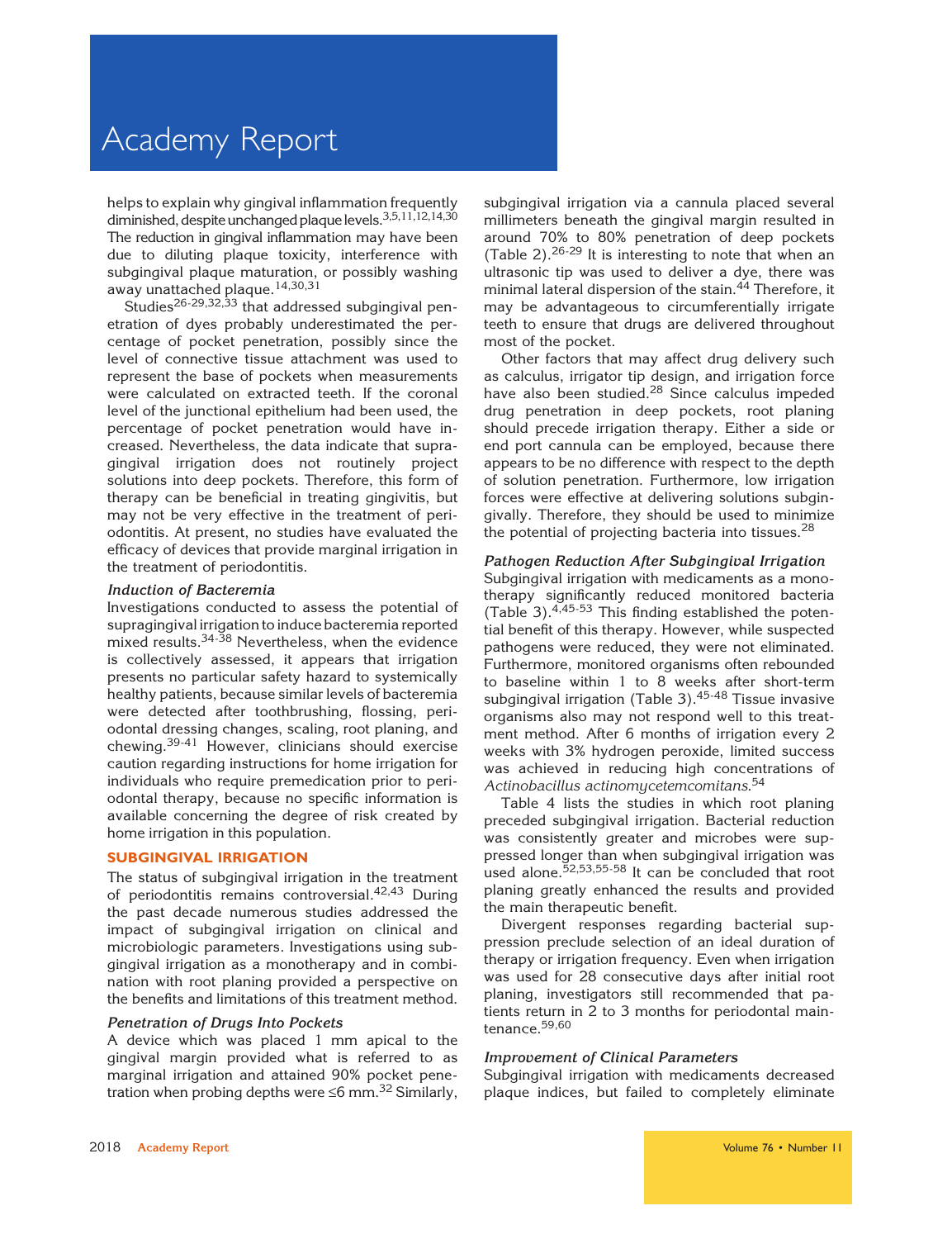helps to explain why gingival inflammation frequently diminished, despite unchanged plaque levels.[3,5,11,12,14,30] The reduction in gingival inflammation may have been due to diluting plaque toxicity, interference with subgingival plaque maturation, or possibly washing away unattached plaque.[14,30,31]

Studies[26-29,32,33] that addressed subgingival penetration of dyes probably underestimated the percentage of pocket penetration, possibly since the level of connective tissue attachment was used to represent the base of pockets when measurements were calculated on extracted teeth. If the coronal level of the junctional epithelium had been used, the percentage of pocket penetration would have increased. Nevertheless, the data indicate that supragingival irrigation does not routinely project solutions into deep pockets. Therefore, this form of therapy can be beneficial in treating gingivitis, but may not be very effective in the treatment of periodontitis. At present, no studies have evaluated the efficacy of devices that provide marginal irrigation in the treatment of periodontitis.

### *Induction of Bacteremia*

Investigations conducted to assess the potential of supragingival irrigation to induce bacteremia reported mixed results.[34-38] Nevertheless, when the evidence is collectively assessed, it appears that irrigation presents no particular safety hazard to systemically healthy patients, because similar levels of bacteremia were detected after toothbrushing, flossing, periodontal dressing changes, scaling, root planing, and chewing.[39-41] However, clinicians should exercise caution regarding instructions for home irrigation for individuals who require premedication prior to periodontal therapy, because no specific information is available concerning the degree of risk created by home irrigation in this population.

## SUBGINGIVAL IRRIGATION

The status of subgingival irrigation in the treatment of periodontitis remains controversial.[42,43] During the past decade numerous studies addressed the impact of subgingival irrigation on clinical and microbiologic parameters. Investigations using subgingival irrigation as a monotherapy and in combination with root planing provided a perspective on the benefits and limitations of this treatment method.

### *Penetration of Drugs Into Pockets*

A device which was placed 1 mm apical to the gingival margin provided what is referred to as marginal irrigation and attained 90% pocket penetration when probing depths were ≤6 mm.[32] Similarly, subgingival irrigation via a cannula placed several millimeters beneath the gingival margin resulted in around 70% to 80% penetration of deep pockets (Table 2).[26-29] It is interesting to note that when an ultrasonic tip was used to deliver a dye, there was minimal lateral dispersion of the stain.[44] Therefore, it may be advantageous to circumferentially irrigate teeth to ensure that drugs are delivered throughout most of the pocket.

Other factors that may affect drug delivery such as calculus, irrigator tip design, and irrigation force have also been studied.[28] Since calculus impeded drug penetration in deep pockets, root planing should precede irrigation therapy. Either a side or end port cannula can be employed, because there appears to be no difference with respect to the depth of solution penetration. Furthermore, low irrigation forces were effective at delivering solutions subgingivally. Therefore, they should be used to minimize the potential of projecting bacteria into tissues.[28]

### *Pathogen Reduction After Subgingival Irrigation*

Subgingival irrigation with medicaments as a monotherapy significantly reduced monitored bacteria (Table 3).[4,45-53] This finding established the potential benefit of this therapy. However, while suspected pathogens were reduced, they were not eliminated. Furthermore, monitored organisms often rebounded to baseline within 1 to 8 weeks after short-term subgingival irrigation (Table 3).[45-48] Tissue invasive organisms also may not respond well to this treatment method. After 6 months of irrigation every 2 weeks with 3% hydrogen peroxide, limited success was achieved in reducing high concentrations of *Actinobacillus actinomycetemcomitans*.[54]

Table 4 lists the studies in which root planing preceded subgingival irrigation. Bacterial reduction was consistently greater and microbes were suppressed longer than when subgingival irrigation was used alone.[52,53,55-58] It can be concluded that root planing greatly enhanced the results and provided the main therapeutic benefit.

Divergent responses regarding bacterial suppression preclude selection of an ideal duration of therapy or irrigation frequency. Even when irrigation was used for 28 consecutive days after initial root planing, investigators still recommended that patients return in 2 to 3 months for periodontal maintenance.[59,60]

### *Improvement of Clinical Parameters*

Subgingival irrigation with medicaments decreased plaque indices, but failed to completely eliminate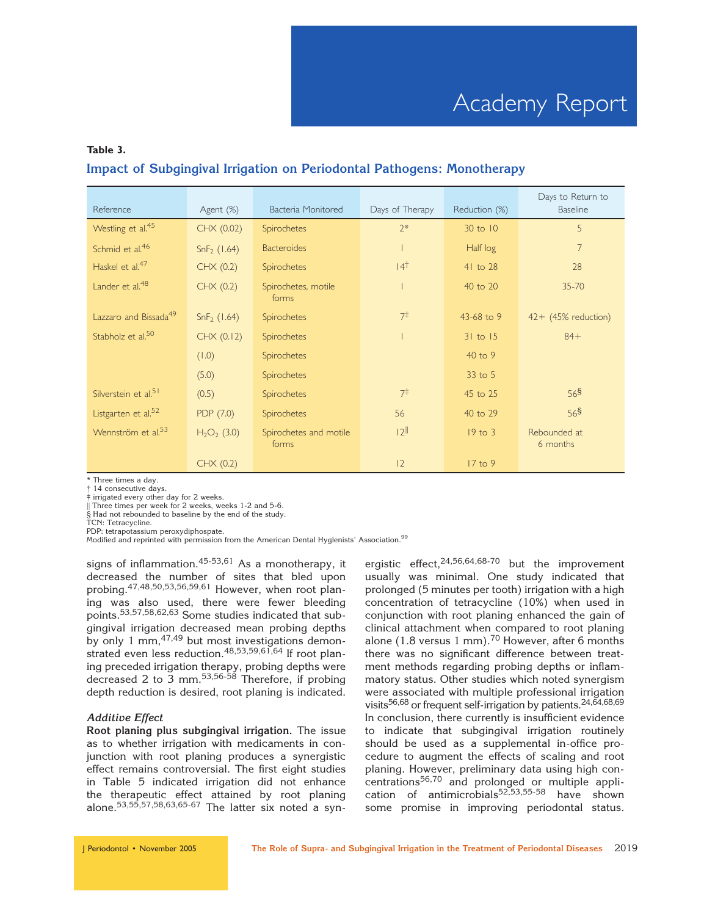**Table 3.**

**Impact of Subgingival Irrigation on Periodontal Pathogens: Monotherapy**

| Reference | Agent (%) | Bacteria Monitored | Days of Therapy | Reduction (%) | Days to Return to Baseline |
|---|---|---|---|---|---|
| Westling et al.[45] | CHX (0.02) | Spirochetes | 2* | 30 to 10 | 5 |
| Schmid et al.[46] | $SnF_2$ (1.64) | Bacteroides | 1 | Half log | 7 |
| Haskel et al.[47] | CHX (0.2) | Spirochetes | 14† | 41 to 28 | 28 |
| Lander et al.[48] | CHX (0.2) | Spirochetes, motile forms | 1 | 40 to 20 | 35-70 |
| Lazzaro and Bissada[49] | $SnF_2$ (1.64) | Spirochetes | 7‡ | 43-68 to 9 | 42+ (45% reduction) |
| Stabholz et al.[50] | CHX (0.12) | Spirochetes | 1 | 31 to 15 | 84+ |
| | (1.0) | Spirochetes | | 40 to 9 | |
| | (5.0) | Spirochetes | | 33 to 5 | |
| Silverstein et al.[51] | (0.5) | Spirochetes | 7‡ | 45 to 25 | 56§ |
| Listgarten et al.[52] | PDP (7.0) | Spirochetes | 56 | 40 to 29 | 56§ |
| Wennström et al.[53] | $H_2O_2$ (3.0) | Spirochetes and motile forms | 12‖ | 19 to 3 | Rebounded at 6 months |
| | CHX (0.2) | | 12 | 17 to 9 | |

\* Three times a day.
† 14 consecutive days.
‡ irrigated every other day for 2 weeks.
‖ Three times per week for 2 weeks, weeks 1-2 and 5-6.
§ Had not rebounded to baseline by the end of the study.
TCN: Tetracycline.
PDP: tetrapotassium peroxydiphospate.
Modified and reprinted with permission from the American Dental Hyglenists' Association.[99]

signs of inflammation.[45-53,61] As a monotherapy, it decreased the number of sites that bled upon probing.[47,48,50,53,56,59,61] However, when root planing was also used, there were fewer bleeding points.[53,57,58,62,63] Some studies indicated that subgingival irrigation decreased mean probing depths by only 1 mm,[47,49] but most investigations demonstrated even less reduction.[48,53,59,61,64] If root planing preceded irrigation therapy, probing depths were decreased 2 to 3 mm.[53,56-58] Therefore, if probing depth reduction is desired, root planing is indicated.

### *Additive Effect*

**Root planing plus subgingival irrigation.** The issue as to whether irrigation with medicaments in conjunction with root planing produces a synergistic effect remains controversial. The first eight studies in Table 5 indicated irrigation did not enhance the therapeutic effect attained by root planing alone.[53,55,57,58,63,65-67] The latter six noted a synergistic effect,[24,56,64,68-70] but the improvement usually was minimal. One study indicated that prolonged (5 minutes per tooth) irrigation with a high concentration of tetracycline (10%) when used in conjunction with root planing enhanced the gain of clinical attachment when compared to root planing alone (1.8 versus 1 mm).[70] However, after 6 months there was no significant difference between treatment methods regarding probing depths or inflammatory status. Other studies which noted synergism were associated with multiple professional irrigation visits[56,68] or frequent self-irrigation by patients.[24,64,68,69] In conclusion, there currently is insufficient evidence to indicate that subgingival irrigation routinely should be used as a supplemental in-office procedure to augment the effects of scaling and root planing. However, preliminary data using high concentrations[56,70] and prolonged or multiple application of antimicrobials[52,53,55-58] have shown some promise in improving periodontal status.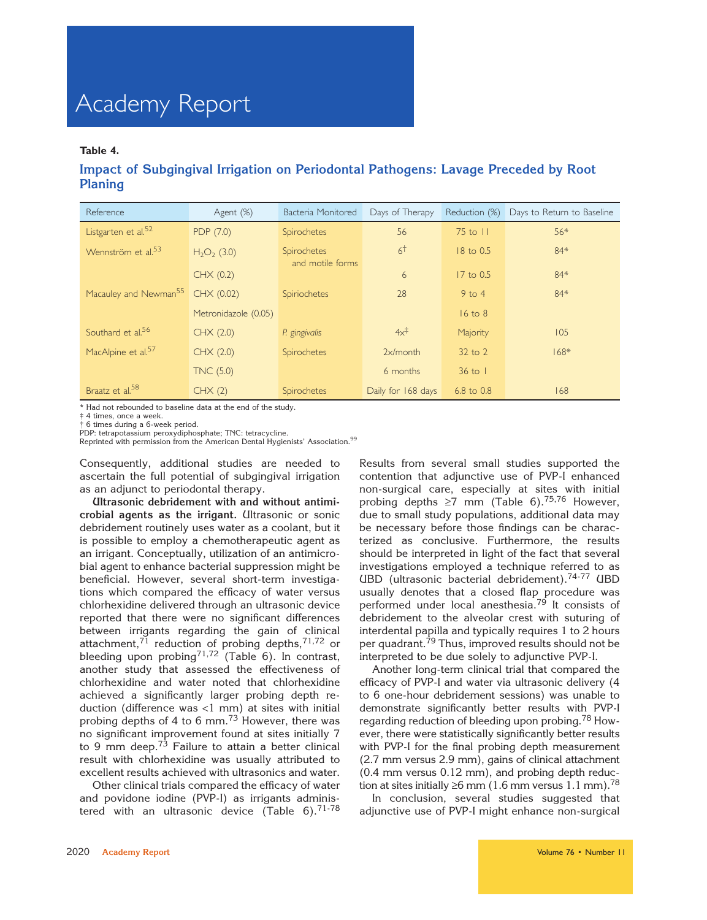**Table 4.**

**Impact of Subgingival Irrigation on Periodontal Pathogens: Lavage Preceded by Root Planing**

| Reference | Agent (%) | Bacteria Monitored | Days of Therapy | Reduction (%) | Days to Return to Baseline |
|---|---|---|---|---|---|
| Listgarten et al.[52] | PDP (7.0) | Spirochetes | 56 | 75 to 11 | 56* |
| Wennström et al.[53] | $H_2O_2$ (3.0) | Spirochetes and motile forms | 6† | 18 to 0.5 | 84* |
| | CHX (0.2) | | 6 | 17 to 0.5 | 84* |
| Macauley and Newman[55] | CHX (0.02) | Spiriochetes | 28 | 9 to 4 | 84* |
| | Metronidazole (0.05) | | | 16 to 8 | |
| Southard et al.[56] | CHX (2.0) | *P. gingivalis* | 4x‡ | Majority | 105 |
| MacAlpine et al.[57] | CHX (2.0) | Spirochetes | 2x/month | 32 to 2 | 168* |
| | TNC (5.0) | | 6 months | 36 to 1 | |
| Braatz et al.[58] | CHX (2) | Spirochetes | Daily for 168 days | 6.8 to 0.8 | 168 |

\* Had not rebounded to baseline data at the end of the study.
‡ 4 times, once a week.
† 6 times during a 6-week period.
PDP: tetrapotassium peroxydiphosphate; TNC: tetracycline.
Reprinted with permission from the American Dental Hygienists' Association.[99]

Consequently, additional studies are needed to ascertain the full potential of subgingival irrigation as an adjunct to periodontal therapy.

**Ultrasonic debridement with and without antimicrobial agents as the irrigant.** Ultrasonic or sonic debridement routinely uses water as a coolant, but it is possible to employ a chemotherapeutic agent as an irrigant. Conceptually, utilization of an antimicrobial agent to enhance bacterial suppression might be beneficial. However, several short-term investigations which compared the efficacy of water versus chlorhexidine delivered through an ultrasonic device reported that there were no significant differences between irrigants regarding the gain of clinical attachment,[71] reduction of probing depths,[71,72] or bleeding upon probing[71,72] (Table 6). In contrast, another study that assessed the effectiveness of chlorhexidine and water noted that chlorhexidine achieved a significantly larger probing depth reduction (difference was <1 mm) at sites with initial probing depths of 4 to 6 mm.[73] However, there was no significant improvement found at sites initially 7 to 9 mm deep.[73] Failure to attain a better clinical result with chlorhexidine was usually attributed to excellent results achieved with ultrasonics and water.

Other clinical trials compared the efficacy of water and povidone iodine (PVP-I) as irrigants administered with an ultrasonic device (Table 6).[71-78] Results from several small studies supported the contention that adjunctive use of PVP-I enhanced non-surgical care, especially at sites with initial probing depths ≥7 mm (Table 6).[75,76] However, due to small study populations, additional data may be necessary before those findings can be characterized as conclusive. Furthermore, the results should be interpreted in light of the fact that several investigations employed a technique referred to as UBD (ultrasonic bacterial debridement).[74-77] UBD usually denotes that a closed flap procedure was performed under local anesthesia.[79] It consists of debridement to the alveolar crest with suturing of interdental papilla and typically requires 1 to 2 hours per quadrant.[79] Thus, improved results should not be interpreted to be due solely to adjunctive PVP-I.

Another long-term clinical trial that compared the efficacy of PVP-I and water via ultrasonic delivery (4 to 6 one-hour debridement sessions) was unable to demonstrate significantly better results with PVP-I regarding reduction of bleeding upon probing.[78] However, there were statistically significantly better results with PVP-I for the final probing depth measurement (2.7 mm versus 2.9 mm), gains of clinical attachment (0.4 mm versus 0.12 mm), and probing depth reduction at sites initially ≥6 mm (1.6 mm versus 1.1 mm).[78]

In conclusion, several studies suggested that adjunctive use of PVP-I might enhance non-surgical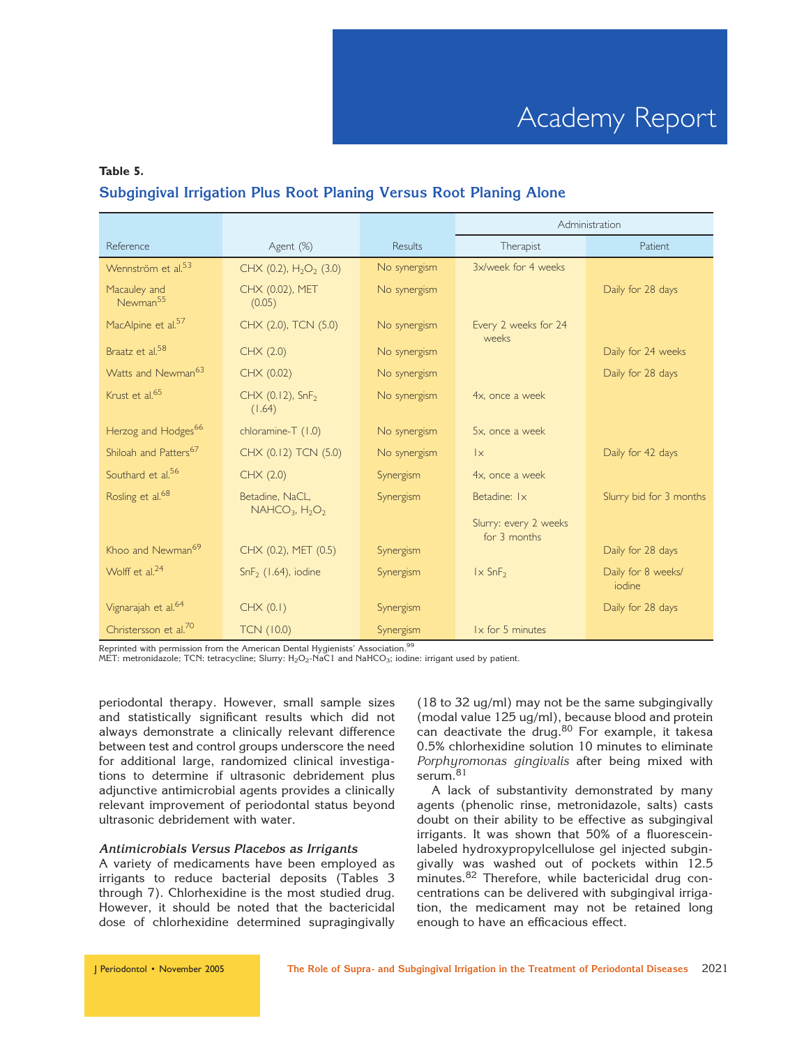**Table 5.**

**Subgingival Irrigation Plus Root Planing Versus Root Planing Alone**

| Reference | Agent (%) | Results | Administration | |
|---|---|---|---|---|
| | | | Therapist | Patient |
| Wennström et al.[53] | CHX (0.2), $H_2O_2$ (3.0) | No synergism | 3x/week for 4 weeks | |
| Macauley and Newman[55] | CHX (0.02), MET (0.05) | No synergism | | Daily for 28 days |
| MacAlpine et al.[57] | CHX (2.0), TCN (5.0) | No synergism | Every 2 weeks for 24 weeks | |
| Braatz et al.[58] | CHX (2.0) | No synergism | | Daily for 24 weeks |
| Watts and Newman[63] | CHX (0.02) | No synergism | | Daily for 28 days |
| Krust et al.[65] | CHX (0.12), $SnF_2$ (1.64) | No synergism | 4x, once a week | |
| Herzog and Hodges[66] | chloramine-T (1.0) | No synergism | 5x, once a week | |
| Shiloah and Patters[67] | CHX (0.12) TCN (5.0) | No synergism | 1x | Daily for 42 days |
| Southard et al.[56] | CHX (2.0) | Synergism | 4x, once a week | |
| Rosling et al.[68] | Betadine, NaCL, $NAHCO_3$, $H_2O_2$ | Synergism | Betadine: 1x<br>Slurry: every 2 weeks for 3 months | Slurry bid for 3 months |
| Khoo and Newman[69] | CHX (0.2), MET (0.5) | Synergism | | Daily for 28 days |
| Wolff et al.[24] | $SnF_2$ (1.64), iodine | Synergism | 1x $SnF_2$ | Daily for 8 weeks/ iodine |
| Vignarajah et al.[64] | CHX (0.1) | Synergism | | Daily for 28 days |
| Christersson et al.[70] | TCN (10.0) | Synergism | 1x for 5 minutes | |

Reprinted with permission from the American Dental Hygienists' Association.[99]
MET: metronidazole; TCN: tetracycline; Slurry: $H_2O_2$-NaC1 and $NaHCO_3$; iodine: irrigant used by patient.

periodontal therapy. However, small sample sizes and statistically significant results which did not always demonstrate a clinically relevant difference between test and control groups underscore the need for additional large, randomized clinical investigations to determine if ultrasonic debridement plus adjunctive antimicrobial agents provides a clinically relevant improvement of periodontal status beyond ultrasonic debridement with water.

***Antimicrobials Versus Placebos as Irrigants***

A variety of medicaments have been employed as irrigants to reduce bacterial deposits (Tables 3 through 7). Chlorhexidine is the most studied drug. However, it should be noted that the bactericidal dose of chlorhexidine determined supragingivally (18 to 32 ug/ml) may not be the same subgingivally (modal value 125 ug/ml), because blood and protein can deactivate the drug.[80] For example, it takesa 0.5% chlorhexidine solution 10 minutes to eliminate *Porphyromonas gingivalis* after being mixed with serum.[81]

A lack of substantivity demonstrated by many agents (phenolic rinse, metronidazole, salts) casts doubt on their ability to be effective as subgingival irrigants. It was shown that 50% of a fluorescein-labeled hydroxypropylcellulose gel injected subgingivally was washed out of pockets within 12.5 minutes.[82] Therefore, while bactericidal drug concentrations can be delivered with subgingival irrigation, the medicament may not be retained long enough to have an efficacious effect.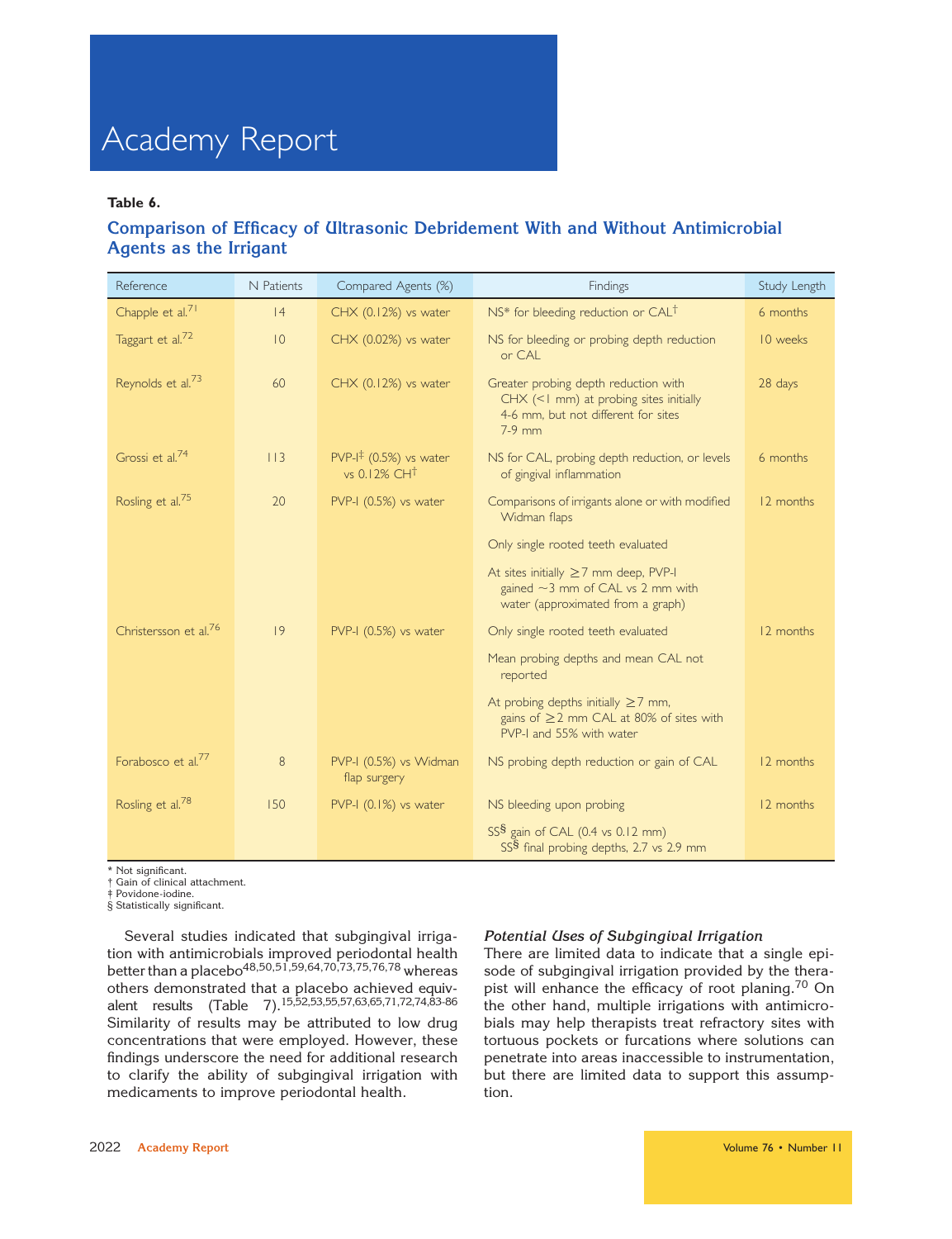**Table 6.**

**Comparison of Efficacy of Ultrasonic Debridement With and Without Antimicrobial Agents as the Irrigant**

| Reference | N Patients | Compared Agents (%) | Findings | Study Length |
|---|---|---|---|---|
| Chapple et al.[71] | 14 | CHX (0.12%) vs water | NS* for bleeding reduction or CAL† | 6 months |
| Taggart et al.[72] | 10 | CHX (0.02%) vs water | NS for bleeding or probing depth reduction or CAL | 10 weeks |
| Reynolds et al.[73] | 60 | CHX (0.12%) vs water | Greater probing depth reduction with CHX (<1 mm) at probing sites initially 4-6 mm, but not different for sites 7-9 mm | 28 days |
| Grossi et al.[74] | 113 | PVP-I‡ (0.5%) vs water vs 0.12% CH† | NS for CAL, probing depth reduction, or levels of gingival inflammation | 6 months |
| Rosling et al.[75] | 20 | PVP-I (0.5%) vs water | Comparisons of irrigants alone or with modified Widman flaps<br><br>Only single rooted teeth evaluated<br><br>At sites initially ≥7 mm deep, PVP-I gained ~3 mm of CAL vs 2 mm with water (approximated from a graph) | 12 months |
| Christersson et al.[76] | 19 | PVP-I (0.5%) vs water | Only single rooted teeth evaluated<br><br>Mean probing depths and mean CAL not reported<br><br>At probing depths initially ≥7 mm, gains of ≥2 mm CAL at 80% of sites with PVP-I and 55% with water | 12 months |
| Forabosco et al.[77] | 8 | PVP-I (0.5%) vs Widman flap surgery | NS probing depth reduction or gain of CAL | 12 months |
| Rosling et al.[78] | 150 | PVP-I (0.1%) vs water | NS bleeding upon probing<br><br>SS§ gain of CAL (0.4 vs 0.12 mm)<br>SS§ final probing depths, 2.7 vs 2.9 mm | 12 months |

\* Not significant.
† Gain of clinical attachment.
‡ Povidone-iodine.
§ Statistically significant.

Several studies indicated that subgingival irrigation with antimicrobials improved periodontal health better than a placebo[48,50,51,59,64,70,73,75,76,78] whereas others demonstrated that a placebo achieved equivalent results (Table 7).[15,52,53,55,57,63,65,71,72,74,83-86] Similarity of results may be attributed to low drug concentrations that were employed. However, these findings underscore the need for additional research to clarify the ability of subgingival irrigation with medicaments to improve periodontal health.

### *Potential Uses of Subgingival Irrigation*

There are limited data to indicate that a single episode of subgingival irrigation provided by the therapist will enhance the efficacy of root planing.[70] On the other hand, multiple irrigations with antimicrobials may help therapists treat refractory sites with tortuous pockets or furcations where solutions can penetrate into areas inaccessible to instrumentation, but there are limited data to support this assumption.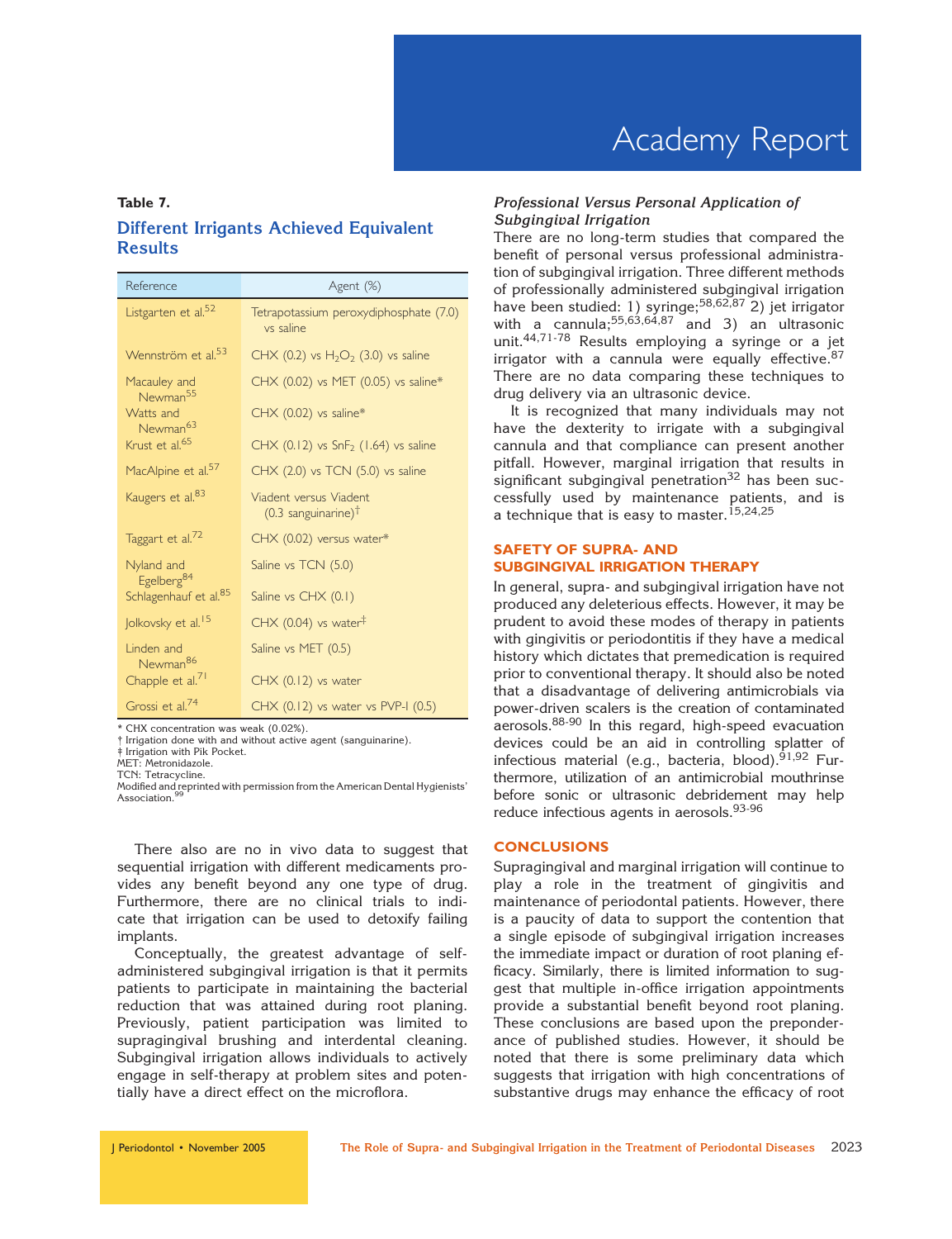**Table 7.**

### Different Irrigants Achieved Equivalent Results

| Reference | Agent (%) |
|---|---|
| Listgarten et al.[52] | Tetrapotassium peroxydiphosphate (7.0) vs saline |
| Wennström et al.[53] | CHX (0.2) vs $H_2O_2$ (3.0) vs saline |
| Macauley and Newman[55] | CHX (0.02) vs MET (0.05) vs saline* |
| Watts and Newman[63] | CHX (0.02) vs saline* |
| Krust et al.[65] | CHX (0.12) vs $SnF_2$ (1.64) vs saline |
| MacAlpine et al.[57] | CHX (2.0) vs TCN (5.0) vs saline |
| Kaugers et al.[83] | Viadent versus Viadent (0.3 sanguinarine)† |
| Taggart et al.[72] | CHX (0.02) versus water* |
| Nyland and Egelberg[84] | Saline vs TCN (5.0) |
| Schlagenhauf et al.[85] | Saline vs CHX (0.1) |
| Jolkovsky et al.[15] | CHX (0.04) vs water‡ |
| Linden and Newman[86] | Saline vs MET (0.5) |
| Chapple et al.[71] | CHX (0.12) vs water |
| Grossi et al.[74] | CHX (0.12) vs water vs PVP-I (0.5) |

\* CHX concentration was weak (0.02%).
† Irrigation done with and without active agent (sanguinarine).
‡ Irrigation with Pik Pocket.
MET: Metronidazole.
TCN: Tetracycline.
Modified and reprinted with permission from the American Dental Hygienists' Association.[99]

There also are no in vivo data to suggest that sequential irrigation with different medicaments provides any benefit beyond any one type of drug. Furthermore, there are no clinical trials to indicate that irrigation can be used to detoxify failing implants.

Conceptually, the greatest advantage of self-administered subgingival irrigation is that it permits patients to participate in maintaining the bacterial reduction that was attained during root planing. Previously, patient participation was limited to supragingival brushing and interdental cleaning. Subgingival irrigation allows individuals to actively engage in self-therapy at problem sites and potentially have a direct effect on the microflora.

### *Professional Versus Personal Application of Subgingival Irrigation*

There are no long-term studies that compared the benefit of personal versus professional administration of subgingival irrigation. Three different methods of professionally administered subgingival irrigation have been studied: 1) syringe;[58,62,87] 2) jet irrigator with a cannula;[55,63,64,87] and 3) an ultrasonic unit.[44,71-78] Results employing a syringe or a jet irrigator with a cannula were equally effective.[87] There are no data comparing these techniques to drug delivery via an ultrasonic device.

It is recognized that many individuals may not have the dexterity to irrigate with a subgingival cannula and that compliance can present another pitfall. However, marginal irrigation that results in significant subgingival penetration[32] has been successfully used by maintenance patients, and is a technique that is easy to master.[15,24,25]

## SAFETY OF SUPRA- AND SUBGINGIVAL IRRIGATION THERAPY

In general, supra- and subgingival irrigation have not produced any deleterious effects. However, it may be prudent to avoid these modes of therapy in patients with gingivitis or periodontitis if they have a medical history which dictates that premedication is required prior to conventional therapy. It should also be noted that a disadvantage of delivering antimicrobials via power-driven scalers is the creation of contaminated aerosols.[88-90] In this regard, high-speed evacuation devices could be an aid in controlling splatter of infectious material (e.g., bacteria, blood).[91,92] Furthermore, utilization of an antimicrobial mouthrinse before sonic or ultrasonic debridement may help reduce infectious agents in aerosols.[93-96]

## CONCLUSIONS

Supragingival and marginal irrigation will continue to play a role in the treatment of gingivitis and maintenance of periodontal patients. However, there is a paucity of data to support the contention that a single episode of subgingival irrigation increases the immediate impact or duration of root planing efficacy. Similarly, there is limited information to suggest that multiple in-office irrigation appointments provide a substantial benefit beyond root planing. These conclusions are based upon the preponderance of published studies. However, it should be noted that there is some preliminary data which suggests that irrigation with high concentrations of substantive drugs may enhance the efficacy of root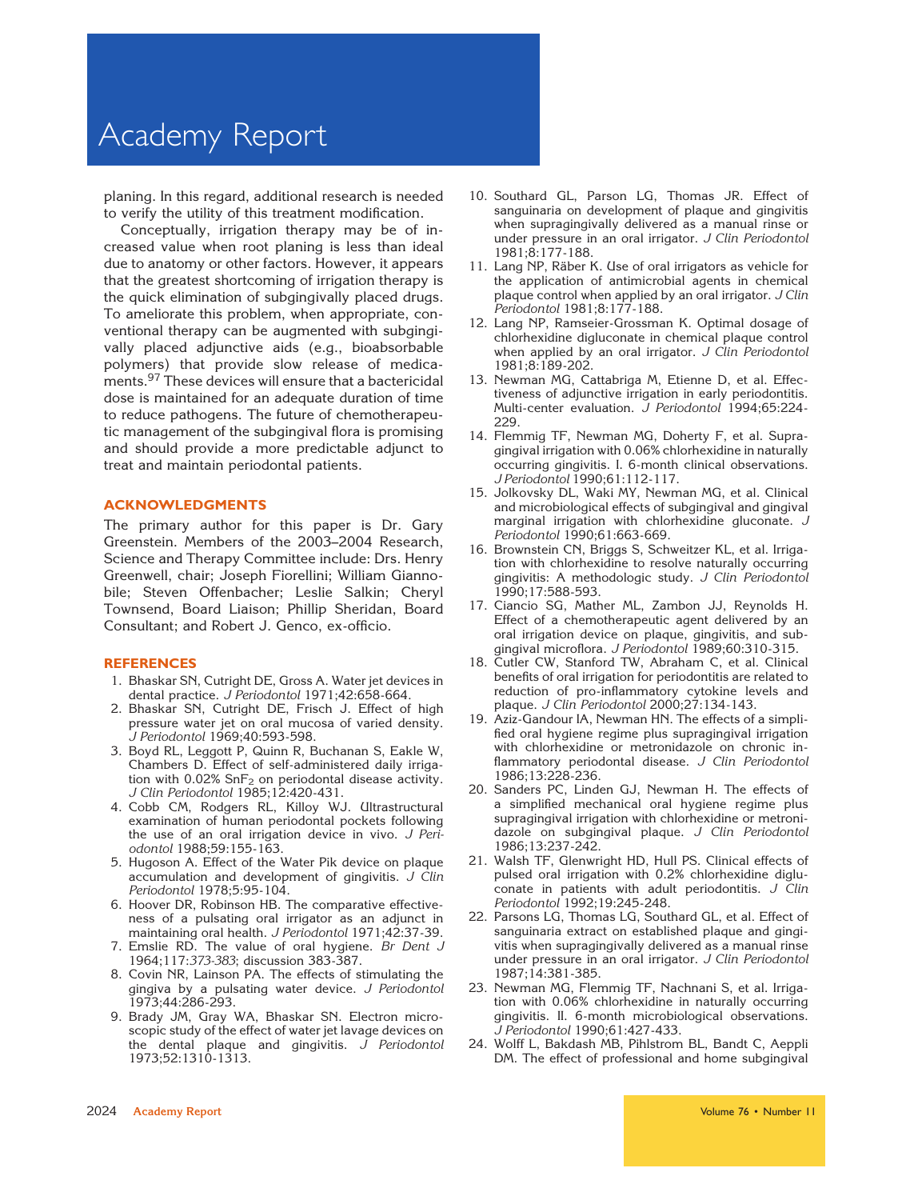planing. In this regard, additional research is needed to verify the utility of this treatment modification.

Conceptually, irrigation therapy may be of increased value when root planing is less than ideal due to anatomy or other factors. However, it appears that the greatest shortcoming of irrigation therapy is the quick elimination of subgingivally placed drugs. To ameliorate this problem, when appropriate, conventional therapy can be augmented with subgingivally placed adjunctive aids (e.g., bioabsorbable polymers) that provide slow release of medicaments.[97] These devices will ensure that a bactericidal dose is maintained for an adequate duration of time to reduce pathogens. The future of chemotherapeutic management of the subgingival flora is promising and should provide a more predictable adjunct to treat and maintain periodontal patients.

## ACKNOWLEDGMENTS

The primary author for this paper is Dr. Gary Greenstein. Members of the 2003–2004 Research, Science and Therapy Committee include: Drs. Henry Greenwell, chair; Joseph Fiorellini; William Giannobile; Steven Offenbacher; Leslie Salkin; Cheryl Townsend, Board Liaison; Phillip Sheridan, Board Consultant; and Robert J. Genco, ex-officio.

## REFERENCES

1. Bhaskar SN, Cutright DE, Gross A. Water jet devices in dental practice. *J Periodontol* 1971;42:658-664.
2. Bhaskar SN, Cutright DE, Frisch J. Effect of high pressure water jet on oral mucosa of varied density. *J Periodontol* 1969;40:593-598.
3. Boyd RL, Leggott P, Quinn R, Buchanan S, Eakle W, Chambers D. Effect of self-administered daily irrigation with 0.02% $SnF_2$ on periodontal disease activity. *J Clin Periodontol* 1985;12:420-431.
4. Cobb CM, Rodgers RL, Killoy WJ. Ultrastructural examination of human periodontal pockets following the use of an oral irrigation device in vivo. *J Periodontol* 1988;59:155-163.
5. Hugoson A. Effect of the Water Pik device on plaque accumulation and development of gingivitis. *J Clin Periodontol* 1978;5:95-104.
6. Hoover DR, Robinson HB. The comparative effectiveness of a pulsating oral irrigator as an adjunct in maintaining oral health. *J Periodontol* 1971;42:37-39.
7. Emslie RD. The value of oral hygiene. *Br Dent J* 1964;117:*373-383*; discussion 383-387.
8. Covin NR, Lainson PA. The effects of stimulating the gingiva by a pulsating water device. *J Periodontol* 1973;44:286-293.
9. Brady JM, Gray WA, Bhaskar SN. Electron microscopic study of the effect of water jet lavage devices on the dental plaque and gingivitis. *J Periodontol* 1973;52:1310-1313.
10. Southard GL, Parson LG, Thomas JR. Effect of sanguinaria on development of plaque and gingivitis when supragingivally delivered as a manual rinse or under pressure in an oral irrigator. *J Clin Periodontol* 1981;8:177-188.
11. Lang NP, Räber K. Use of oral irrigators as vehicle for the application of antimicrobial agents in chemical plaque control when applied by an oral irrigator. *J Clin Periodontol* 1981;8:177-188.
12. Lang NP, Ramseier-Grossman K. Optimal dosage of chlorhexidine digluconate in chemical plaque control when applied by an oral irrigator. *J Clin Periodontol* 1981;8:189-202.
13. Newman MG, Cattabriga M, Etienne D, et al. Effectiveness of adjunctive irrigation in early periodontitis. Multi-center evaluation. *J Periodontol* 1994;65:224-229.
14. Flemmig TF, Newman MG, Doherty F, et al. Supragingival irrigation with 0.06% chlorhexidine in naturally occurring gingivitis. I. 6-month clinical observations. *J Periodontol* 1990;61:112-117.
15. Jolkovsky DL, Waki MY, Newman MG, et al. Clinical and microbiological effects of subgingival and gingival marginal irrigation with chlorhexidine gluconate. *J Periodontol* 1990;61:663-669.
16. Brownstein CN, Briggs S, Schweitzer KL, et al. Irrigation with chlorhexidine to resolve naturally occurring gingivitis: A methodologic study. *J Clin Periodontol* 1990;17:588-593.
17. Ciancio SG, Mather ML, Zambon JJ, Reynolds H. Effect of a chemotherapeutic agent delivered by an oral irrigation device on plaque, gingivitis, and subgingival microflora. *J Periodontol* 1989;60:310-315.
18. Cutler CW, Stanford TW, Abraham C, et al. Clinical benefits of oral irrigation for periodontitis are related to reduction of pro-inflammatory cytokine levels and plaque. *J Clin Periodontol* 2000;27:134-143.
19. Aziz-Gandour IA, Newman HN. The effects of a simplified oral hygiene regime plus supragingival irrigation with chlorhexidine or metronidazole on chronic inflammatory periodontal disease. *J Clin Periodontol* 1986;13:228-236.
20. Sanders PC, Linden GJ, Newman H. The effects of a simplified mechanical oral hygiene regime plus supragingival irrigation with chlorhexidine or metronidazole on subgingival plaque. *J Clin Periodontol* 1986;13:237-242.
21. Walsh TF, Glenwright HD, Hull PS. Clinical effects of pulsed oral irrigation with 0.2% chlorhexidine digluconate in patients with adult periodontitis. *J Clin Periodontol* 1992;19:245-248.
22. Parsons LG, Thomas LG, Southard GL, et al. Effect of sanguinaria extract on established plaque and gingivitis when supragingivally delivered as a manual rinse under pressure in an oral irrigator. *J Clin Periodontol* 1987;14:381-385.
23. Newman MG, Flemmig TF, Nachnani S, et al. Irrigation with 0.06% chlorhexidine in naturally occurring gingivitis. II. 6-month microbiological observations. *J Periodontol* 1990;61:427-433.
24. Wolff L, Bakdash MB, Pihlstrom BL, Bandt C, Aeppli DM. The effect of professional and home subgingival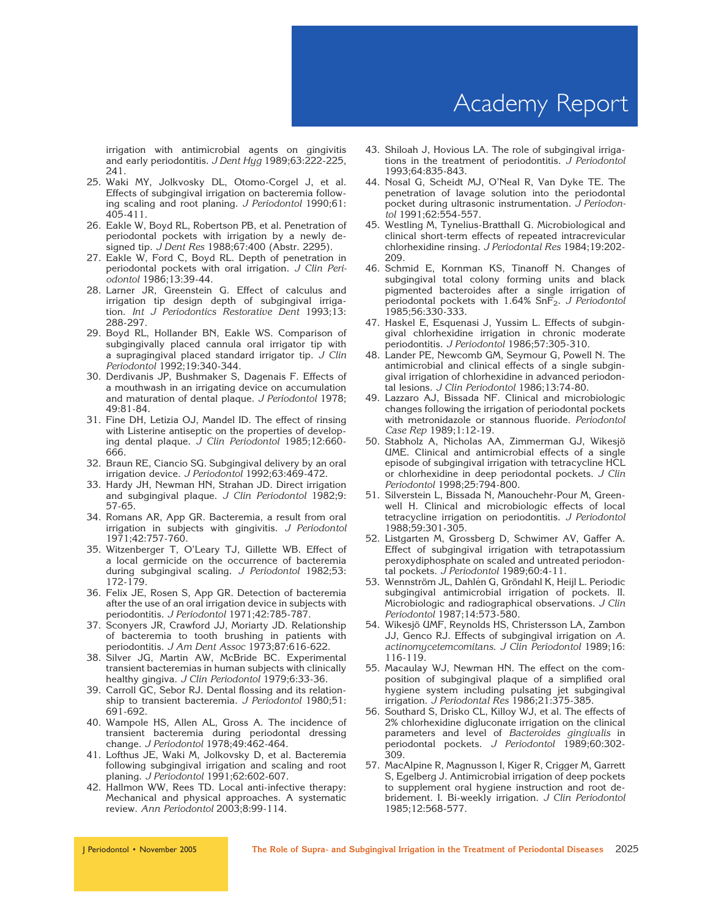irrigation with antimicrobial agents on gingivitis and early periodontitis. *J Dent Hyg* 1989;63:222-225, 241.

25. Waki MY, Jolkvosky DL, Otomo-Corgel J, et al. Effects of subgingival irrigation on bacteremia following scaling and root planing. *J Periodontol* 1990;61:405-411.
26. Eakle W, Boyd RL, Robertson PB, et al. Penetration of periodontal pockets with irrigation by a newly designed tip. *J Dent Res* 1988;67:400 (Abstr. 2295).
27. Eakle W, Ford C, Boyd RL. Depth of penetration in periodontal pockets with oral irrigation. *J Clin Periodontol* 1986;13:39-44.
28. Larner JR, Greenstein G. Effect of calculus and irrigation tip design depth of subgingival irrigation. *Int J Periodontics Restorative Dent* 1993;13:288-297.
29. Boyd RL, Hollander BN, Eakle WS. Comparison of subgingivally placed cannula oral irrigator tip with a supragingival placed standard irrigator tip. *J Clin Periodontol* 1992;19:340-344.
30. Derdivanis JP, Bushmaker S, Dagenais F. Effects of a mouthwash in an irrigating device on accumulation and maturation of dental plaque. *J Periodontol* 1978;49:81-84.
31. Fine DH, Letizia OJ, Mandel ID. The effect of rinsing with Listerine antiseptic on the properties of developing dental plaque. *J Clin Periodontol* 1985;12:660-666.
32. Braun RE, Ciancio SG. Subgingival delivery by an oral irrigation device. *J Periodontol* 1992;63:469-472.
33. Hardy JH, Newman HN, Strahan JD. Direct irrigation and subgingival plaque. *J Clin Periodontol* 1982;9:57-65.
34. Romans AR, App GR. Bacteremia, a result from oral irrigation in subjects with gingivitis. *J Periodontol* 1971;42:757-760.
35. Witzenberger T, O'Leary TJ, Gillette WB. Effect of a local germicide on the occurrence of bacteremia during subgingival scaling. *J Periodontol* 1982;53:172-179.
36. Felix JE, Rosen S, App GR. Detection of bacteremia after the use of an oral irrigation device in subjects with periodontitis. *J Periodontol* 1971;42:785-787.
37. Sconyers JR, Crawford JJ, Moriarty JD. Relationship of bacteremia to tooth brushing in patients with periodontitis. *J Am Dent Assoc* 1973;87:616-622.
38. Silver JG, Martin AW, McBride BC. Experimental transient bacteremias in human subjects with clinically healthy gingiva. *J Clin Periodontol* 1979;6:33-36.
39. Carroll GC, Sebor RJ. Dental flossing and its relationship to transient bacteremia. *J Periodontol* 1980;51:691-692.
40. Wampole HS, Allen AL, Gross A. The incidence of transient bacteremia during periodontal dressing change. *J Periodontol* 1978;49:462-464.
41. Lofthus JE, Waki M, Jolkovsky D, et al. Bacteremia following subgingival irrigation and scaling and root planing. *J Periodontol* 1991;62:602-607.
42. Hallmon WW, Rees TD. Local anti-infective therapy: Mechanical and physical approaches. A systematic review. *Ann Periodontol* 2003;8:99-114.
43. Shiloah J, Hovious LA. The role of subgingival irrigations in the treatment of periodontitis. *J Periodontol* 1993;64:835-843.
44. Nosal G, Scheidt MJ, O'Neal R, Van Dyke TE. The penetration of lavage solution into the periodontal pocket during ultrasonic instrumentation. *J Periodontol* 1991;62:554-557.
45. Westling M, Tynelius-Bratthall G. Microbiological and clinical short-term effects of repeated intracrevicular chlorhexidine rinsing. *J Periodontal Res* 1984;19:202-209.
46. Schmid E, Kornman KS, Tinanoff N. Changes of subgingival total colony forming units and black pigmented bacteroides after a single irrigation of periodontal pockets with 1.64% $SnF_2$. *J Periodontol* 1985;56:330-333.
47. Haskel E, Esquenasi J, Yussim L. Effects of subgingival chlorhexidine irrigation in chronic moderate periodontitis. *J Periodontol* 1986;57:305-310.
48. Lander PE, Newcomb GM, Seymour G, Powell N. The antimicrobial and clinical effects of a single subgingival irrigation of chlorhexidine in advanced periodontal lesions. *J Clin Periodontol* 1986;13:74-80.
49. Lazzaro AJ, Bissada NF. Clinical and microbiologic changes following the irrigation of periodontal pockets with metronidazole or stannous fluoride. *Periodontol Case Rep* 1989;1:12-19.
50. Stabholz A, Nicholas AA, Zimmerman GJ, Wikesjö UME. Clinical and antimicrobial effects of a single episode of subgingival irrigation with tetracycline HCL or chlorhexidine in deep periodontal pockets. *J Clin Periodontol* 1998;25:794-800.
51. Silverstein L, Bissada N, Manouchehr-Pour M, Greenwell H. Clinical and microbiologic effects of local tetracycline irrigation on periodontitis. *J Periodontol* 1988;59:301-305.
52. Listgarten M, Grossberg D, Schwimer AV, Gaffer A. Effect of subgingival irrigation with tetrapotassium peroxydiphosphate on scaled and untreated periodontal pockets. *J Periodontol* 1989;60:4-11.
53. Wennström JL, Dahlén G, Gröndahl K, Heijl L. Periodic subgingival antimicrobial irrigation of pockets. II. Microbiologic and radiographical observations. *J Clin Periodontol* 1987;14:573-580.
54. Wikesjö UMF, Reynolds HS, Christersson LA, Zambon JJ, Genco RJ. Effects of subgingival irrigation on *A. actinomycetemcomitans*. *J Clin Periodontol* 1989;16:116-119.
55. Macaulay WJ, Newman HN. The effect on the composition of subgingival plaque of a simplified oral hygiene system including pulsating jet subgingival irrigation. *J Periodontal Res* 1986;21:375-385.
56. Southard S, Drisko CL, Killoy WJ, et al. The effects of 2% chlorhexidine digluconate irrigation on the clinical parameters and level of *Bacteroides gingivalis* in periodontal pockets. *J Periodontol* 1989;60:302-309.
57. MacAlpine R, Magnusson I, Kiger R, Crigger M, Garrett S, Egelberg J. Antimicrobial irrigation of deep pockets to supplement oral hygiene instruction and root debridement. I. Bi-weekly irrigation. *J Clin Periodontol* 1985;12:568-577.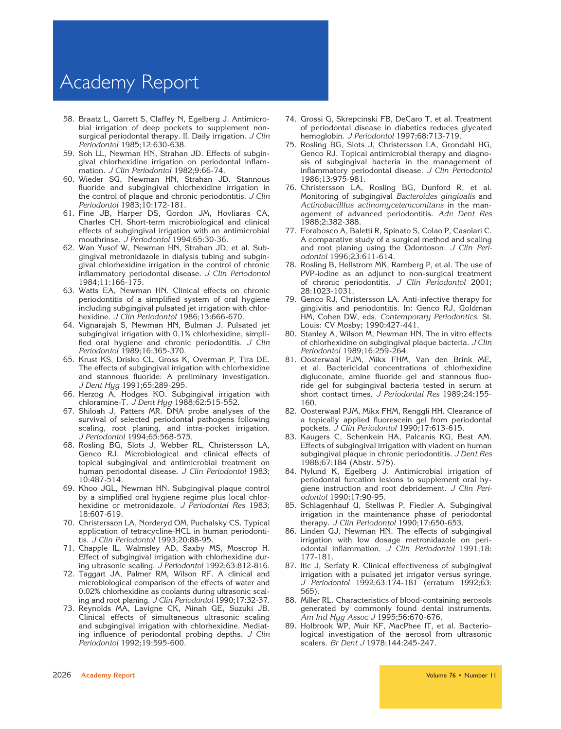58. Braatz L, Garrett S, Claffey N, Egelberg J. Antimicrobial irrigation of deep pockets to supplement nonsurgical periodontal therapy. II. Daily irrigation. *J Clin Periodontol* 1985;12:630-638.
59. Soh LL, Newman HN, Strahan JD. Effects of subgingival chlorhexidine irrigation on periodontal inflammation. *J Clin Periodontol* 1982;9:66-74.
60. Wieder SG, Newman HN, Strahan JD. Stannous fluoride and subgingival chlorhexidine irrigation in the control of plaque and chronic periodontitis. *J Clin Periodontol* 1983;10:172-181.
61. Fine JB, Harper DS, Gordon JM, Hovliaras CA, Charles CH. Short-term microbiological and clinical effects of subgingival irrigation with an antimicrobial mouthrinse. *J Periodontol* 1994;65:30-36.
62. Wan Yusof W, Newman HN, Strahan JD, et al. Subgingival metronidazole in dialysis tubing and subgingival chlorhexidine irrigation in the control of chronic inflammatory periodontal disease. *J Clin Periodontol* 1984;11:166-175.
63. Watts EA, Newman HN. Clinical effects on chronic periodontitis of a simplified system of oral hygiene including subgingival pulsated jet irrigation with chlorhexidine. *J Clin Periodontol* 1986;13:666-670.
64. Vignarajah S, Newman HN, Bulman J. Pulsated jet subgingival irrigation with 0.1% chlorhexidine, simplified oral hygiene and chronic periodontitis. *J Clin Periodontol* 1989;16:365-370.
65. Krust KS, Drisko CL, Gross K, Overman P, Tira DE. The effects of subgingival irrigation with chlorhexidine and stannous fluoride: A preliminary investigation. *J Dent Hyg* 1991;65:289-295.
66. Herzog A, Hodges KO. Subgingival irrigation with chloramine-T. *J Dent Hyg* 1988;62:515-552.
67. Shiloah J, Patters MR. DNA probe analyses of the survival of selected periodontal pathogens following scaling, root planing, and intra-pocket irrigation. *J Periodontol* 1994;65:568-575.
68. Rosling BG, Slots J, Webber RL, Christersson LA, Genco RJ. Microbiological and clinical effects of topical subgingival and antimicrobial treatment on human periodontal disease. *J Clin Periodontol* 1983; 10:487-514.
69. Khoo JGL, Newman HN. Subgingival plaque control by a simplified oral hygiene regime plus local chlorhexidine or metronidazole. *J Periodontal Res* 1983; 18:607-619.
70. Christersson LA, Norderyd OM, Puchalsky CS. Typical application of tetracycline-HCL in human periodontitis. *J Clin Periodontol* 1993;20:88-95.
71. Chapple IL, Walmsley AD, Saxby MS, Moscrop H. Effect of subgingival irrigation with chlorhexidine during ultrasonic scaling. *J Periodontol* 1992;63:812-816.
72. Taggart JA, Palmer RM, Wilson RF. A clinical and microbiological comparison of the effects of water and 0.02% chlorhexidine as coolants during ultrasonic scaling and root planing. *J Clin Periodontol* 1990;17:32-37.
73. Reynolds MA, Lavigne CK, Minah GE, Suzuki JB. Clinical effects of simultaneous ultrasonic scaling and subgingival irrigation with chlorhexidine. Mediating influence of periodontal probing depths. *J Clin Periodontol* 1992;19:595-600.
74. Grossi G, Skrepcinski FB, DeCaro T, et al. Treatment of periodontal disease in diabetics reduces glycated hemoglobin. *J Periodontol* 1997;68:713-719.
75. Rosling BG, Slots J, Christersson LA, Grondahl HG, Genco RJ. Topical antimicrobial therapy and diagnosis of subgingival bacteria in the management of inflammatory periodontal disease. *J Clin Periodontol* 1986;13:975-981.
76. Christersson LA, Rosling BG, Dunford R, et al. Monitoring of subgingival *Bacteroides gingivalis* and *Actinobacilllus actinomycetemcomitans* in the management of advanced periodontitis. *Adv Dent Res* 1988;2:382-388.
77. Forabosco A, Baletti R, Spinato S, Colao P, Casolari C. A comparative study of a surgical method and scaling and root planing using the Odontoson. *J Clin Periodontol* 1996;23:611-614.
78. Rosling B, Hellstrom MK, Ramberg P, et al. The use of PVP-iodine as an adjunct to non-surgical treatment of chronic periodontitis. *J Clin Periodontol* 2001; 28:1023-1031.
79. Genco RJ, Christersson LA. Anti-infective therapy for gingivitis and periodontitis. In: Genco RJ, Goldman HM, Cohen DW, eds. *Contemporary Periodontics*. St. Louis: CV Mosby; 1990:427-441.
80. Stanley A, Wilson M, Newman HN. The in vitro effects of chlorhexidine on subgingival plaque bacteria. *J Clin Periodontol* 1989;16:259-264.
81. Oosterwaal PJM, Mikx FHM, Van den Brink ME, et al. Bactericidal concentrations of chlorhexidine digluconate, amine fluoride gel and stannous fluoride gel for subgingival bacteria tested in serum at short contact times. *J Periodontal Res* 1989;24:155-160.
82. Oosterwaal PJM, Mikx FHM, Renggli HH. Clearance of a topically applied fluorescein gel from periodontal pockets. *J Clin Periodontol* 1990;17:613-615.
83. Kaugers C, Schenkein HA, Palcanis KG, Best AM. Effects of subgingival irrigation with viadent on human subgingival plaque in chronic periodontitis. *J Dent Res* 1988;67:184 (Abstr. 575).
84. Nylund K, Egelberg J. Antimicrobial irrigation of periodontal furcation lesions to supplement oral hygiene instruction and root debridement. *J Clin Periodontol* 1990;17:90-95.
85. Schlagenhauf U, Stellwas P, Fiedler A. Subgingival irrigation in the maintenance phase of periodontal therapy. *J Clin Periodontol* 1990;17:650-653.
86. Linden GJ, Newman HN. The effects of subgingival irrigation with low dosage metronidazole on periodontal inflammation. *J Clin Periodontol* 1991;18: 177-181.
87. Itic J, Serfaty R. Clinical effectiveness of subgingival irrigation with a pulsated jet irrigator versus syringe. *J Periodontol* 1992;63:174-181 (erratum 1992;63: 565).
88. Miller RL. Characteristics of blood-containing aerosols generated by commonly found dental instruments. *Am Ind Hyg Assoc J* 1995;56:670-676.
89. Holbrook WP, Muir KF, MacPhee IT, et al. Bacteriological investigation of the aerosol from ultrasonic scalers. *Br Dent J* 1978;144:245-247.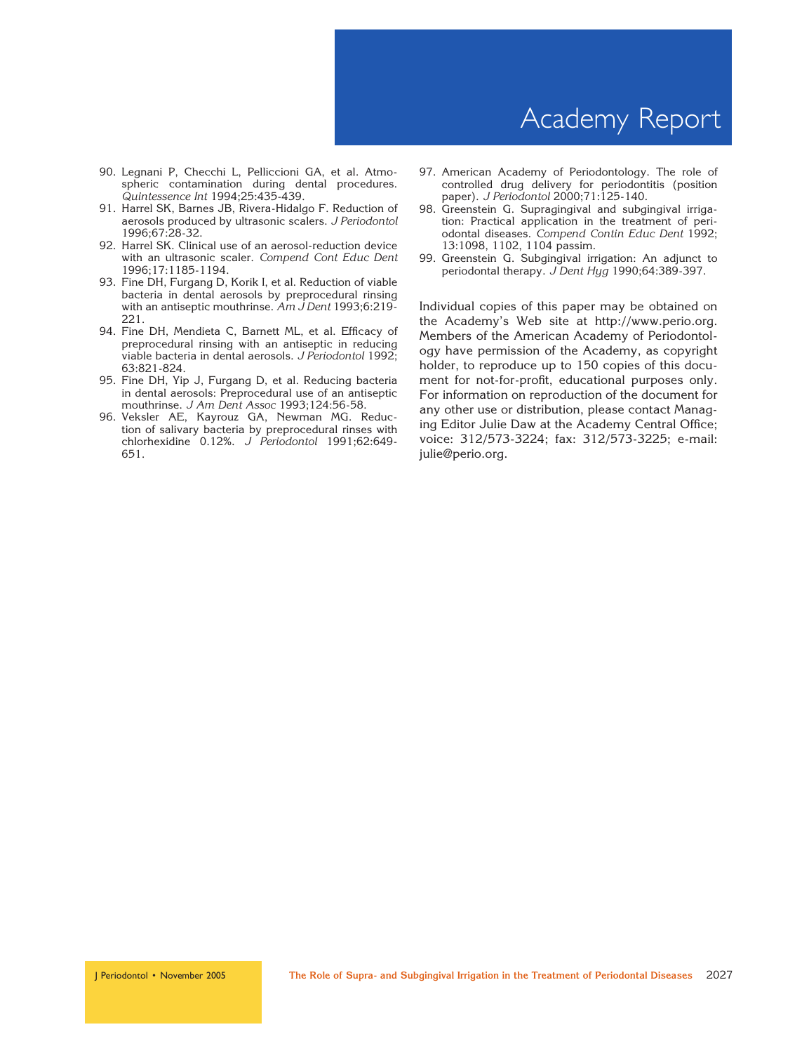90. Legnani P, Checchi L, Pelliccioni GA, et al. Atmospheric contamination during dental procedures. *Quintessence Int* 1994;25:435-439.
91. Harrel SK, Barnes JB, Rivera-Hidalgo F. Reduction of aerosols produced by ultrasonic scalers. *J Periodontol* 1996;67:28-32.
92. Harrel SK. Clinical use of an aerosol-reduction device with an ultrasonic scaler. *Compend Cont Educ Dent* 1996;17:1185-1194.
93. Fine DH, Furgang D, Korik I, et al. Reduction of viable bacteria in dental aerosols by preprocedural rinsing with an antiseptic mouthrinse. *Am J Dent* 1993;6:219-221.
94. Fine DH, Mendieta C, Barnett ML, et al. Efficacy of preprocedural rinsing with an antiseptic in reducing viable bacteria in dental aerosols. *J Periodontol* 1992; 63:821-824.
95. Fine DH, Yip J, Furgang D, et al. Reducing bacteria in dental aerosols: Preprocedural use of an antiseptic mouthrinse. *J Am Dent Assoc* 1993;124:56-58.
96. Veksler AE, Kayrouz GA, Newman MG. Reduction of salivary bacteria by preprocedural rinses with chlorhexidine 0.12%. *J Periodontol* 1991;62:649-651.
97. American Academy of Periodontology. The role of controlled drug delivery for periodontitis (position paper). *J Periodontol* 2000;71:125-140.
98. Greenstein G. Supragingival and subgingival irrigation: Practical application in the treatment of periodontal diseases. *Compend Contin Educ Dent* 1992; 13:1098, 1102, 1104 passim.
99. Greenstein G. Subgingival irrigation: An adjunct to periodontal therapy. *J Dent Hyg* 1990;64:389-397.

Individual copies of this paper may be obtained on the Academy's Web site at http://www.perio.org. Members of the American Academy of Periodontology have permission of the Academy, as copyright holder, to reproduce up to 150 copies of this document for not-for-profit, educational purposes only. For information on reproduction of the document for any other use or distribution, please contact Managing Editor Julie Daw at the Academy Central Office; voice: 312/573-3224; fax: 312/573-3225; e-mail: julie@perio.org.